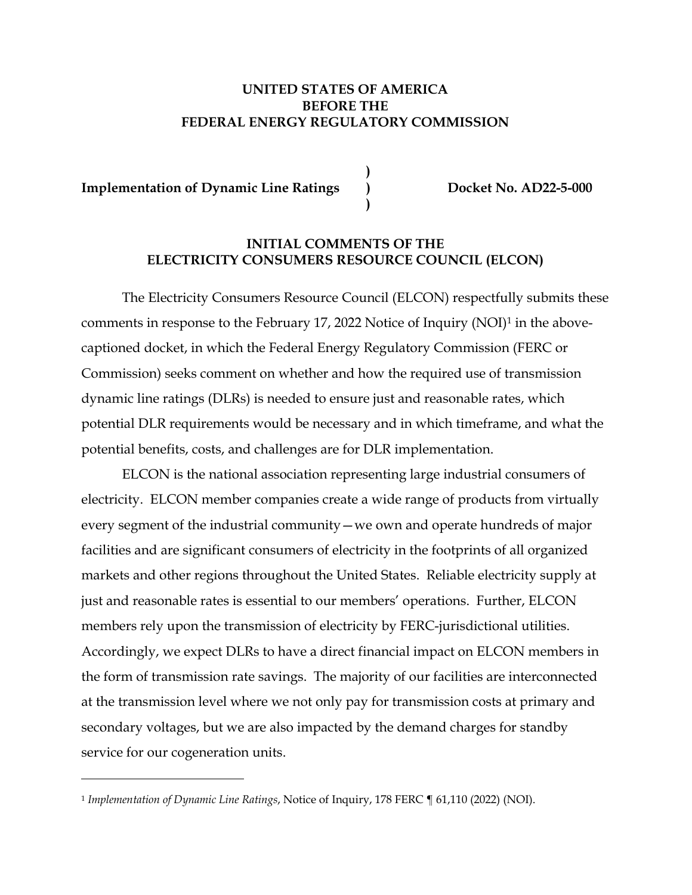**UNITED STATES OF AMERICA**
**BEFORE THE**
**FEDERAL ENERGY REGULATORY COMMISSION**

| | | |
|---|---|---|
| **Implementation of Dynamic Line Ratings** | **)** **)** **)** | **Docket No. AD22-5-000** |

**INITIAL COMMENTS OF THE**
**ELECTRICITY CONSUMERS RESOURCE COUNCIL (ELCON)**

The Electricity Consumers Resource Council (ELCON) respectfully submits these comments in response to the February 17, 2022 Notice of Inquiry (NOI)[1] in the above-captioned docket, in which the Federal Energy Regulatory Commission (FERC or Commission) seeks comment on whether and how the required use of transmission dynamic line ratings (DLRs) is needed to ensure just and reasonable rates, which potential DLR requirements would be necessary and in which timeframe, and what the potential benefits, costs, and challenges are for DLR implementation.

ELCON is the national association representing large industrial consumers of electricity. ELCON member companies create a wide range of products from virtually every segment of the industrial community—we own and operate hundreds of major facilities and are significant consumers of electricity in the footprints of all organized markets and other regions throughout the United States. Reliable electricity supply at just and reasonable rates is essential to our members' operations. Further, ELCON members rely upon the transmission of electricity by FERC-jurisdictional utilities. Accordingly, we expect DLRs to have a direct financial impact on ELCON members in the form of transmission rate savings. The majority of our facilities are interconnected at the transmission level where we not only pay for transmission costs at primary and secondary voltages, but we are also impacted by the demand charges for standby service for our cogeneration units.

---

[1] *Implementation of Dynamic Line Ratings*, Notice of Inquiry, 178 FERC ¶ 61,110 (2022) (NOI).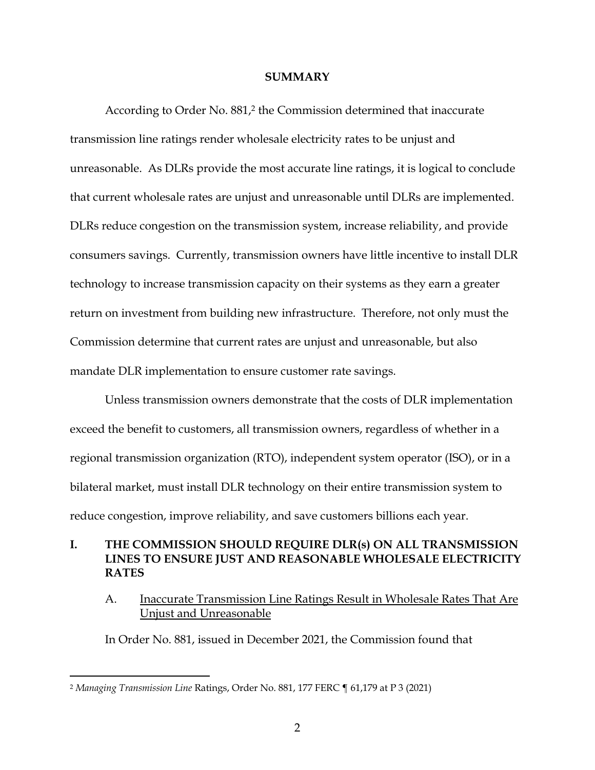## SUMMARY

According to Order No. 881,[2] the Commission determined that inaccurate transmission line ratings render wholesale electricity rates to be unjust and unreasonable. As DLRs provide the most accurate line ratings, it is logical to conclude that current wholesale rates are unjust and unreasonable until DLRs are implemented. DLRs reduce congestion on the transmission system, increase reliability, and provide consumers savings. Currently, transmission owners have little incentive to install DLR technology to increase transmission capacity on their systems as they earn a greater return on investment from building new infrastructure. Therefore, not only must the Commission determine that current rates are unjust and unreasonable, but also mandate DLR implementation to ensure customer rate savings.

Unless transmission owners demonstrate that the costs of DLR implementation exceed the benefit to customers, all transmission owners, regardless of whether in a regional transmission organization (RTO), independent system operator (ISO), or in a bilateral market, must install DLR technology on their entire transmission system to reduce congestion, improve reliability, and save customers billions each year.

## I. THE COMMISSION SHOULD REQUIRE DLR(s) ON ALL TRANSMISSION LINES TO ENSURE JUST AND REASONABLE WHOLESALE ELECTRICITY RATES

### A. Inaccurate Transmission Line Ratings Result in Wholesale Rates That Are Unjust and Unreasonable

In Order No. 881, issued in December 2021, the Commission found that

[2] *Managing Transmission Line* Ratings, Order No. 881, 177 FERC ¶ 61,179 at P 3 (2021)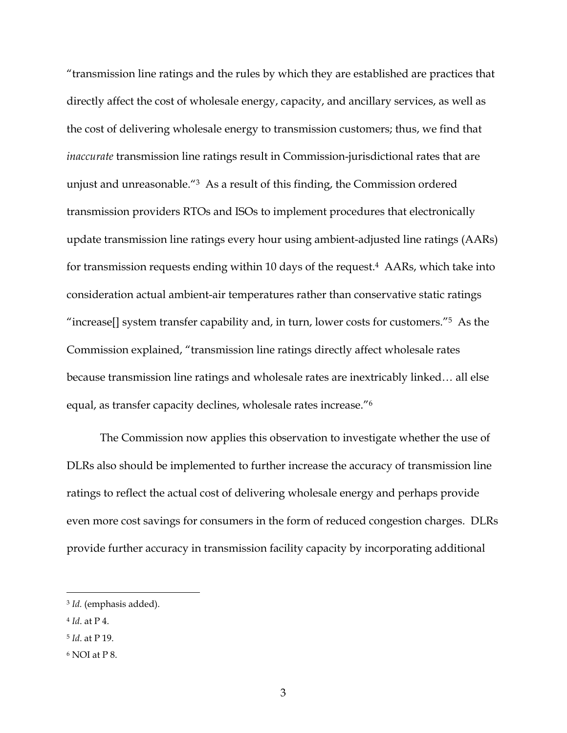"transmission line ratings and the rules by which they are established are practices that directly affect the cost of wholesale energy, capacity, and ancillary services, as well as the cost of delivering wholesale energy to transmission customers; thus, we find that *inaccurate* transmission line ratings result in Commission-jurisdictional rates that are unjust and unreasonable."[3] As a result of this finding, the Commission ordered transmission providers RTOs and ISOs to implement procedures that electronically update transmission line ratings every hour using ambient-adjusted line ratings (AARs) for transmission requests ending within 10 days of the request.[4] AARs, which take into consideration actual ambient-air temperatures rather than conservative static ratings "increase[] system transfer capability and, in turn, lower costs for customers."[5] As the Commission explained, "transmission line ratings directly affect wholesale rates because transmission line ratings and wholesale rates are inextricably linked… all else equal, as transfer capacity declines, wholesale rates increase."[6]

The Commission now applies this observation to investigate whether the use of DLRs also should be implemented to further increase the accuracy of transmission line ratings to reflect the actual cost of delivering wholesale energy and perhaps provide even more cost savings for consumers in the form of reduced congestion charges. DLRs provide further accuracy in transmission facility capacity by incorporating additional

---

[3] *Id.* (emphasis added).

[4] *Id.* at P 4.

[5] *Id.* at P 19.

[6] NOI at P 8.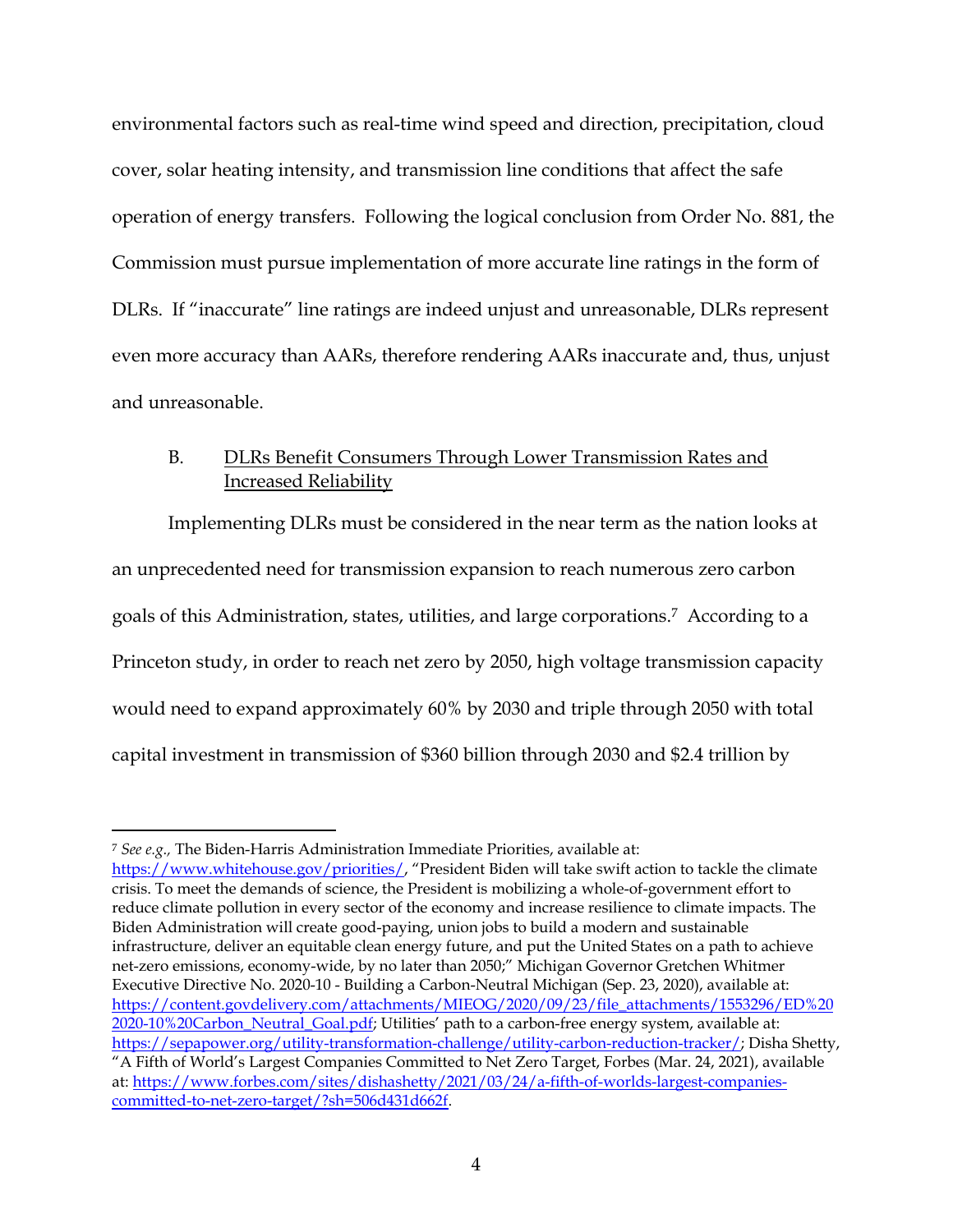environmental factors such as real-time wind speed and direction, precipitation, cloud cover, solar heating intensity, and transmission line conditions that affect the safe operation of energy transfers. Following the logical conclusion from Order No. 881, the Commission must pursue implementation of more accurate line ratings in the form of DLRs. If "inaccurate" line ratings are indeed unjust and unreasonable, DLRs represent even more accuracy than AARs, therefore rendering AARs inaccurate and, thus, unjust and unreasonable.

### B. DLRs Benefit Consumers Through Lower Transmission Rates and Increased Reliability

Implementing DLRs must be considered in the near term as the nation looks at an unprecedented need for transmission expansion to reach numerous zero carbon goals of this Administration, states, utilities, and large corporations.[7] According to a Princeton study, in order to reach net zero by 2050, high voltage transmission capacity would need to expand approximately 60% by 2030 and triple through 2050 with total capital investment in transmission of $360 billion through 2030 and $2.4 trillion by

---

[7] *See e.g.,* The Biden-Harris Administration Immediate Priorities, available at: https://www.whitehouse.gov/priorities/, "President Biden will take swift action to tackle the climate crisis. To meet the demands of science, the President is mobilizing a whole-of-government effort to reduce climate pollution in every sector of the economy and increase resilience to climate impacts. The Biden Administration will create good-paying, union jobs to build a modern and sustainable infrastructure, deliver an equitable clean energy future, and put the United States on a path to achieve net-zero emissions, economy-wide, by no later than 2050;" Michigan Governor Gretchen Whitmer Executive Directive No. 2020-10 - Building a Carbon-Neutral Michigan (Sep. 23, 2020), available at: https://content.govdelivery.com/attachments/MIEOG/2020/09/23/file_attachments/1553296/ED%202020-10%20Carbon_Neutral_Goal.pdf; Utilities' path to a carbon-free energy system, available at: https://sepapower.org/utility-transformation-challenge/utility-carbon-reduction-tracker/; Disha Shetty, "A Fifth of World's Largest Companies Committed to Net Zero Target, Forbes (Mar. 24, 2021), available at: https://www.forbes.com/sites/dishashetty/2021/03/24/a-fifth-of-worlds-largest-companies-committed-to-net-zero-target/?sh=506d431d662f.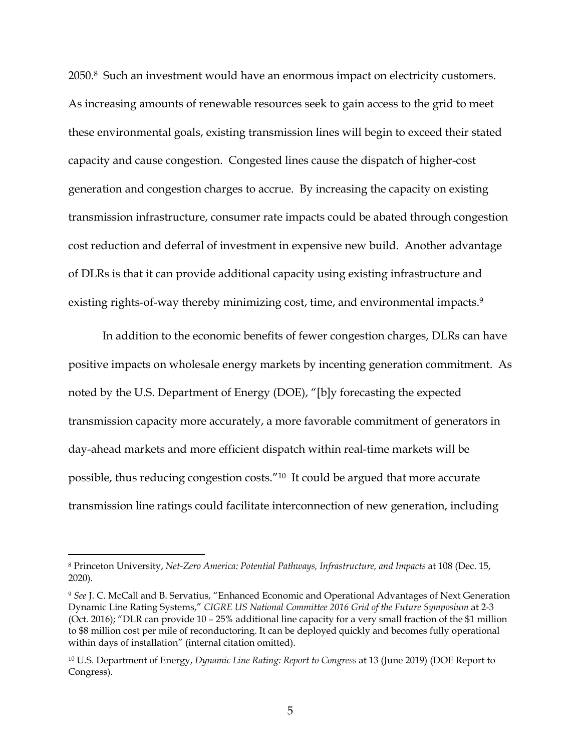2050.[8] Such an investment would have an enormous impact on electricity customers. As increasing amounts of renewable resources seek to gain access to the grid to meet these environmental goals, existing transmission lines will begin to exceed their stated capacity and cause congestion. Congested lines cause the dispatch of higher-cost generation and congestion charges to accrue. By increasing the capacity on existing transmission infrastructure, consumer rate impacts could be abated through congestion cost reduction and deferral of investment in expensive new build. Another advantage of DLRs is that it can provide additional capacity using existing infrastructure and existing rights-of-way thereby minimizing cost, time, and environmental impacts.[9]

In addition to the economic benefits of fewer congestion charges, DLRs can have positive impacts on wholesale energy markets by incenting generation commitment. As noted by the U.S. Department of Energy (DOE), "[b]y forecasting the expected transmission capacity more accurately, a more favorable commitment of generators in day-ahead markets and more efficient dispatch within real-time markets will be possible, thus reducing congestion costs."[10] It could be argued that more accurate transmission line ratings could facilitate interconnection of new generation, including

---

[8] Princeton University, *Net-Zero America: Potential Pathways, Infrastructure, and Impacts* at 108 (Dec. 15, 2020).

[9] *See* J. C. McCall and B. Servatius, "Enhanced Economic and Operational Advantages of Next Generation Dynamic Line Rating Systems," *CIGRE US National Committee 2016 Grid of the Future Symposium* at 2-3 (Oct. 2016); "DLR can provide 10 – 25% additional line capacity for a very small fraction of the $1 million to $8 million cost per mile of reconductoring. It can be deployed quickly and becomes fully operational within days of installation" (internal citation omitted).

[10] U.S. Department of Energy, *Dynamic Line Rating: Report to Congress* at 13 (June 2019) (DOE Report to Congress).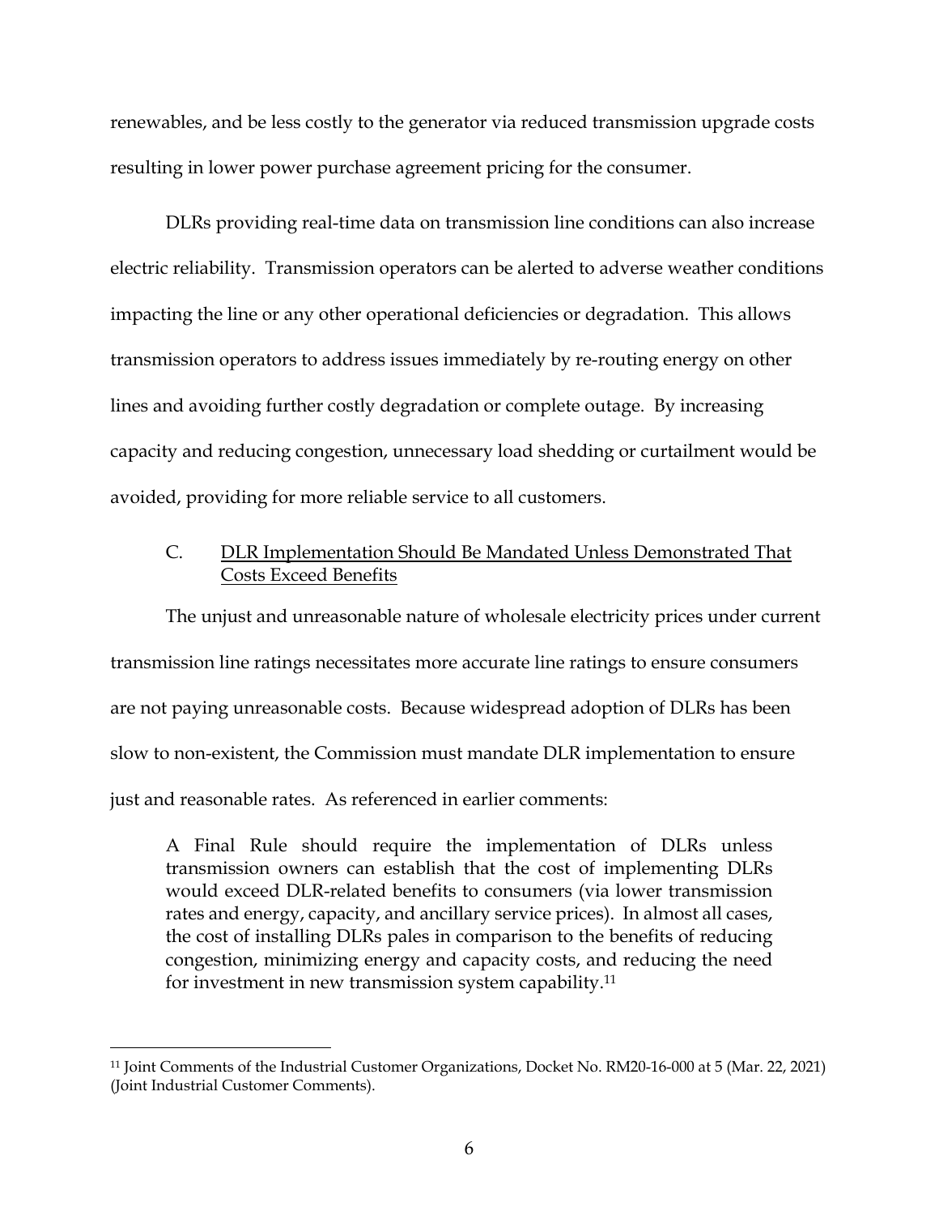renewables, and be less costly to the generator via reduced transmission upgrade costs resulting in lower power purchase agreement pricing for the consumer.

DLRs providing real-time data on transmission line conditions can also increase electric reliability. Transmission operators can be alerted to adverse weather conditions impacting the line or any other operational deficiencies or degradation. This allows transmission operators to address issues immediately by re-routing energy on other lines and avoiding further costly degradation or complete outage. By increasing capacity and reducing congestion, unnecessary load shedding or curtailment would be avoided, providing for more reliable service to all customers.

### C. DLR Implementation Should Be Mandated Unless Demonstrated That Costs Exceed Benefits

The unjust and unreasonable nature of wholesale electricity prices under current transmission line ratings necessitates more accurate line ratings to ensure consumers are not paying unreasonable costs. Because widespread adoption of DLRs has been slow to non-existent, the Commission must mandate DLR implementation to ensure just and reasonable rates. As referenced in earlier comments:

> A Final Rule should require the implementation of DLRs unless transmission owners can establish that the cost of implementing DLRs would exceed DLR-related benefits to consumers (via lower transmission rates and energy, capacity, and ancillary service prices). In almost all cases, the cost of installing DLRs pales in comparison to the benefits of reducing congestion, minimizing energy and capacity costs, and reducing the need for investment in new transmission system capability.[11]

---

[11] Joint Comments of the Industrial Customer Organizations, Docket No. RM20-16-000 at 5 (Mar. 22, 2021) (Joint Industrial Customer Comments).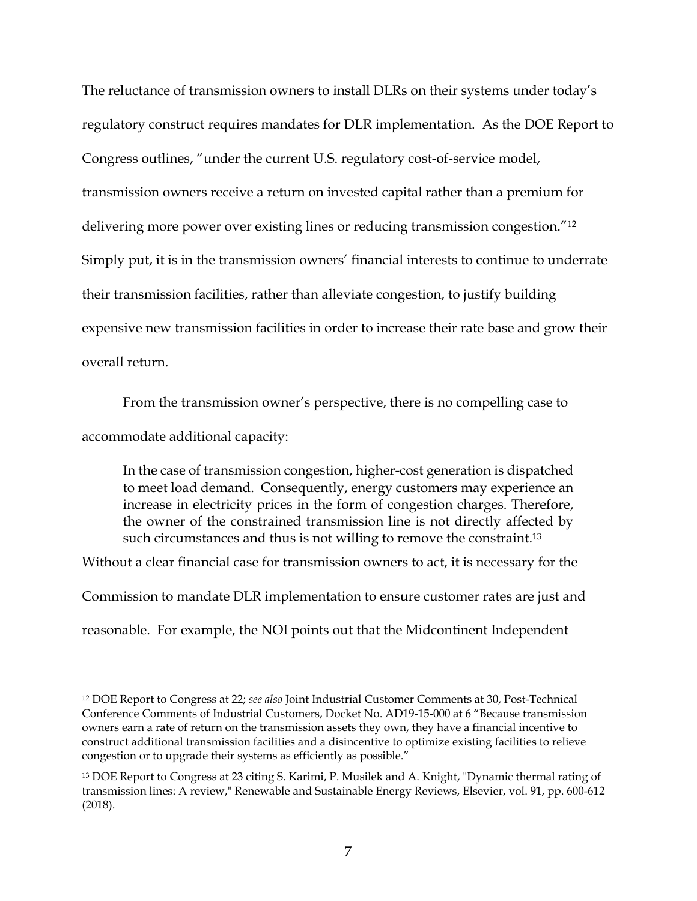The reluctance of transmission owners to install DLRs on their systems under today's regulatory construct requires mandates for DLR implementation. As the DOE Report to Congress outlines, "under the current U.S. regulatory cost-of-service model, transmission owners receive a return on invested capital rather than a premium for delivering more power over existing lines or reducing transmission congestion."[12] Simply put, it is in the transmission owners' financial interests to continue to underrate their transmission facilities, rather than alleviate congestion, to justify building expensive new transmission facilities in order to increase their rate base and grow their overall return.

From the transmission owner's perspective, there is no compelling case to accommodate additional capacity:

> In the case of transmission congestion, higher-cost generation is dispatched to meet load demand. Consequently, energy customers may experience an increase in electricity prices in the form of congestion charges. Therefore, the owner of the constrained transmission line is not directly affected by such circumstances and thus is not willing to remove the constraint.[13]

Without a clear financial case for transmission owners to act, it is necessary for the Commission to mandate DLR implementation to ensure customer rates are just and reasonable. For example, the NOI points out that the Midcontinent Independent

---

[12] DOE Report to Congress at 22; *see also* Joint Industrial Customer Comments at 30, Post-Technical Conference Comments of Industrial Customers, Docket No. AD19-15-000 at 6 "Because transmission owners earn a rate of return on the transmission assets they own, they have a financial incentive to construct additional transmission facilities and a disincentive to optimize existing facilities to relieve congestion or to upgrade their systems as efficiently as possible."

[13] DOE Report to Congress at 23 citing S. Karimi, P. Musilek and A. Knight, "Dynamic thermal rating of transmission lines: A review," Renewable and Sustainable Energy Reviews, Elsevier, vol. 91, pp. 600-612 (2018).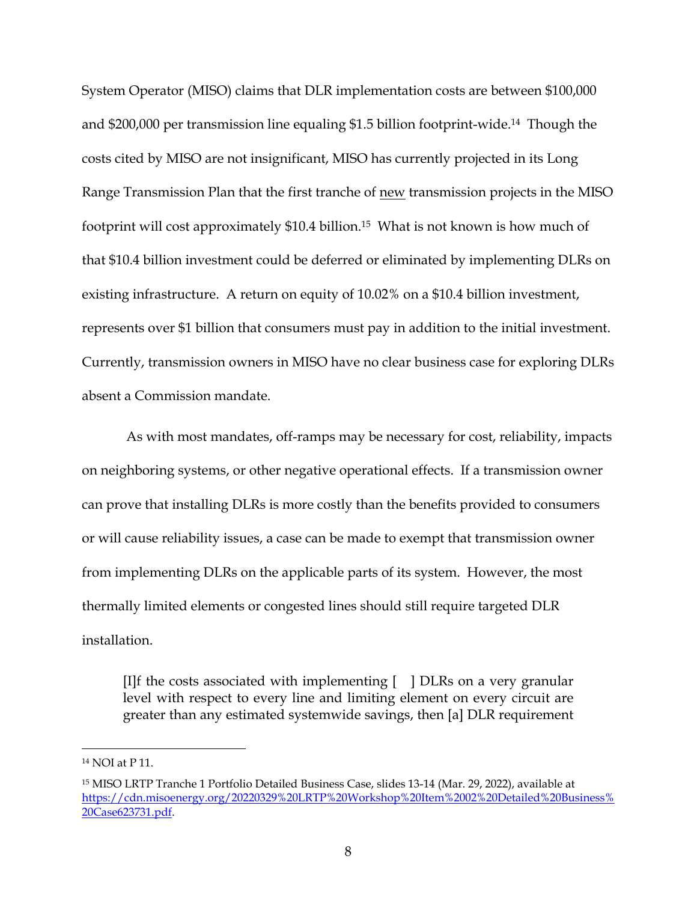System Operator (MISO) claims that DLR implementation costs are between $100,000 and $200,000 per transmission line equaling $1.5 billion footprint-wide.[14] Though the costs cited by MISO are not insignificant, MISO has currently projected in its Long Range Transmission Plan that the first tranche of <u>new</u> transmission projects in the MISO footprint will cost approximately $10.4 billion.[15] What is not known is how much of that $10.4 billion investment could be deferred or eliminated by implementing DLRs on existing infrastructure. A return on equity of 10.02% on a $10.4 billion investment, represents over $1 billion that consumers must pay in addition to the initial investment. Currently, transmission owners in MISO have no clear business case for exploring DLRs absent a Commission mandate.

As with most mandates, off-ramps may be necessary for cost, reliability, impacts on neighboring systems, or other negative operational effects. If a transmission owner can prove that installing DLRs is more costly than the benefits provided to consumers or will cause reliability issues, a case can be made to exempt that transmission owner from implementing DLRs on the applicable parts of its system. However, the most thermally limited elements or congested lines should still require targeted DLR installation.

> [I]f the costs associated with implementing [ ] DLRs on a very granular level with respect to every line and limiting element on every circuit are greater than any estimated systemwide savings, then [a] DLR requirement

---

[14] NOI at P 11.

[15] MISO LRTP Tranche 1 Portfolio Detailed Business Case, slides 13-14 (Mar. 29, 2022), available at [https://cdn.misoenergy.org/20220329%20LRTP%20Workshop%20Item%2002%20Detailed%20Business%20Case623731.pdf](https://cdn.misoenergy.org/20220329%20LRTP%20Workshop%20Item%2002%20Detailed%20Business%20Case623731.pdf).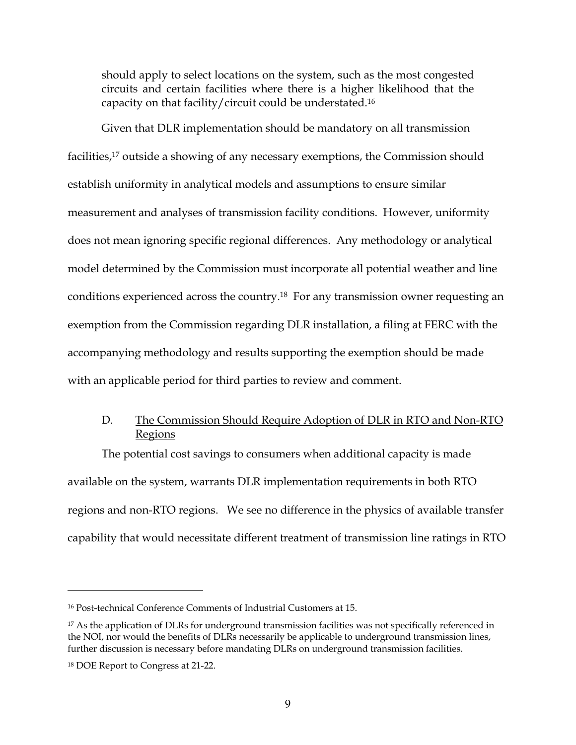should apply to select locations on the system, such as the most congested circuits and certain facilities where there is a higher likelihood that the capacity on that facility/circuit could be understated.[16]

Given that DLR implementation should be mandatory on all transmission facilities,[17] outside a showing of any necessary exemptions, the Commission should establish uniformity in analytical models and assumptions to ensure similar measurement and analyses of transmission facility conditions. However, uniformity does not mean ignoring specific regional differences. Any methodology or analytical model determined by the Commission must incorporate all potential weather and line conditions experienced across the country.[18] For any transmission owner requesting an exemption from the Commission regarding DLR installation, a filing at FERC with the accompanying methodology and results supporting the exemption should be made with an applicable period for third parties to review and comment.

### D. The Commission Should Require Adoption of DLR in RTO and Non-RTO Regions

The potential cost savings to consumers when additional capacity is made available on the system, warrants DLR implementation requirements in both RTO regions and non-RTO regions. We see no difference in the physics of available transfer capability that would necessitate different treatment of transmission line ratings in RTO

---

[16] Post-technical Conference Comments of Industrial Customers at 15.

[17] As the application of DLRs for underground transmission facilities was not specifically referenced in the NOI, nor would the benefits of DLRs necessarily be applicable to underground transmission lines, further discussion is necessary before mandating DLRs on underground transmission facilities.

[18] DOE Report to Congress at 21-22.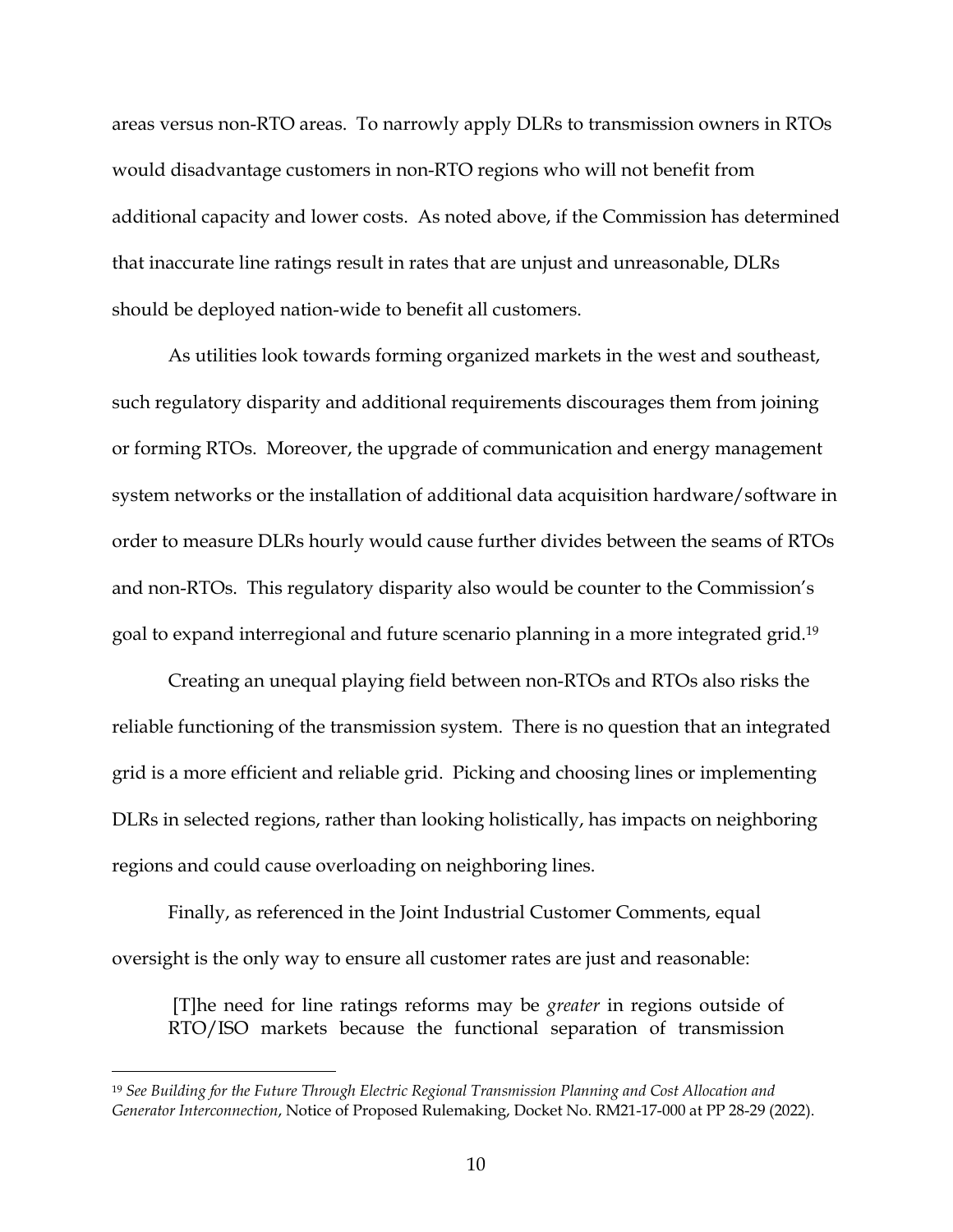areas versus non-RTO areas. To narrowly apply DLRs to transmission owners in RTOs would disadvantage customers in non-RTO regions who will not benefit from additional capacity and lower costs. As noted above, if the Commission has determined that inaccurate line ratings result in rates that are unjust and unreasonable, DLRs should be deployed nation-wide to benefit all customers.

As utilities look towards forming organized markets in the west and southeast, such regulatory disparity and additional requirements discourages them from joining or forming RTOs. Moreover, the upgrade of communication and energy management system networks or the installation of additional data acquisition hardware/software in order to measure DLRs hourly would cause further divides between the seams of RTOs and non-RTOs. This regulatory disparity also would be counter to the Commission's goal to expand interregional and future scenario planning in a more integrated grid.[19]

Creating an unequal playing field between non-RTOs and RTOs also risks the reliable functioning of the transmission system. There is no question that an integrated grid is a more efficient and reliable grid. Picking and choosing lines or implementing DLRs in selected regions, rather than looking holistically, has impacts on neighboring regions and could cause overloading on neighboring lines.

Finally, as referenced in the Joint Industrial Customer Comments, equal oversight is the only way to ensure all customer rates are just and reasonable:

> [T]he need for line ratings reforms may be *greater* in regions outside of RTO/ISO markets because the functional separation of transmission

---

[19] *See Building for the Future Through Electric Regional Transmission Planning and Cost Allocation and Generator Interconnection*, Notice of Proposed Rulemaking, Docket No. RM21-17-000 at PP 28-29 (2022).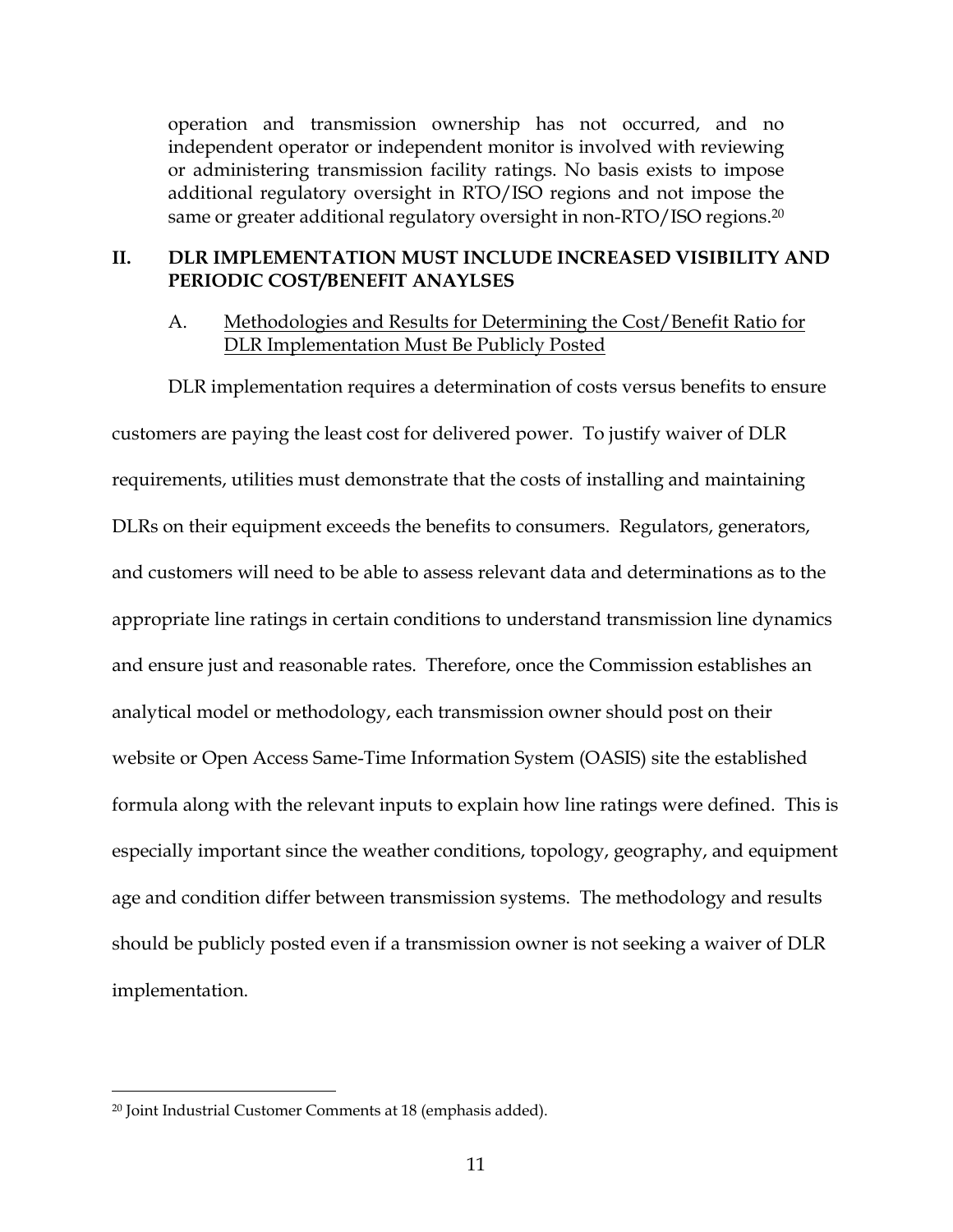operation and transmission ownership has not occurred, and no independent operator or independent monitor is involved with reviewing or administering transmission facility ratings. No basis exists to impose additional regulatory oversight in RTO/ISO regions and not impose the same or greater additional regulatory oversight in non-RTO/ISO regions.[20]

## II. DLR IMPLEMENTATION MUST INCLUDE INCREASED VISIBILITY AND PERIODIC COST/BENEFIT ANAYLSES

### A. Methodologies and Results for Determining the Cost/Benefit Ratio for DLR Implementation Must Be Publicly Posted

DLR implementation requires a determination of costs versus benefits to ensure customers are paying the least cost for delivered power. To justify waiver of DLR requirements, utilities must demonstrate that the costs of installing and maintaining DLRs on their equipment exceeds the benefits to consumers. Regulators, generators, and customers will need to be able to assess relevant data and determinations as to the appropriate line ratings in certain conditions to understand transmission line dynamics and ensure just and reasonable rates. Therefore, once the Commission establishes an analytical model or methodology, each transmission owner should post on their website or Open Access Same-Time Information System (OASIS) site the established formula along with the relevant inputs to explain how line ratings were defined. This is especially important since the weather conditions, topology, geography, and equipment age and condition differ between transmission systems. The methodology and results should be publicly posted even if a transmission owner is not seeking a waiver of DLR implementation.

---

[20] Joint Industrial Customer Comments at 18 (emphasis added).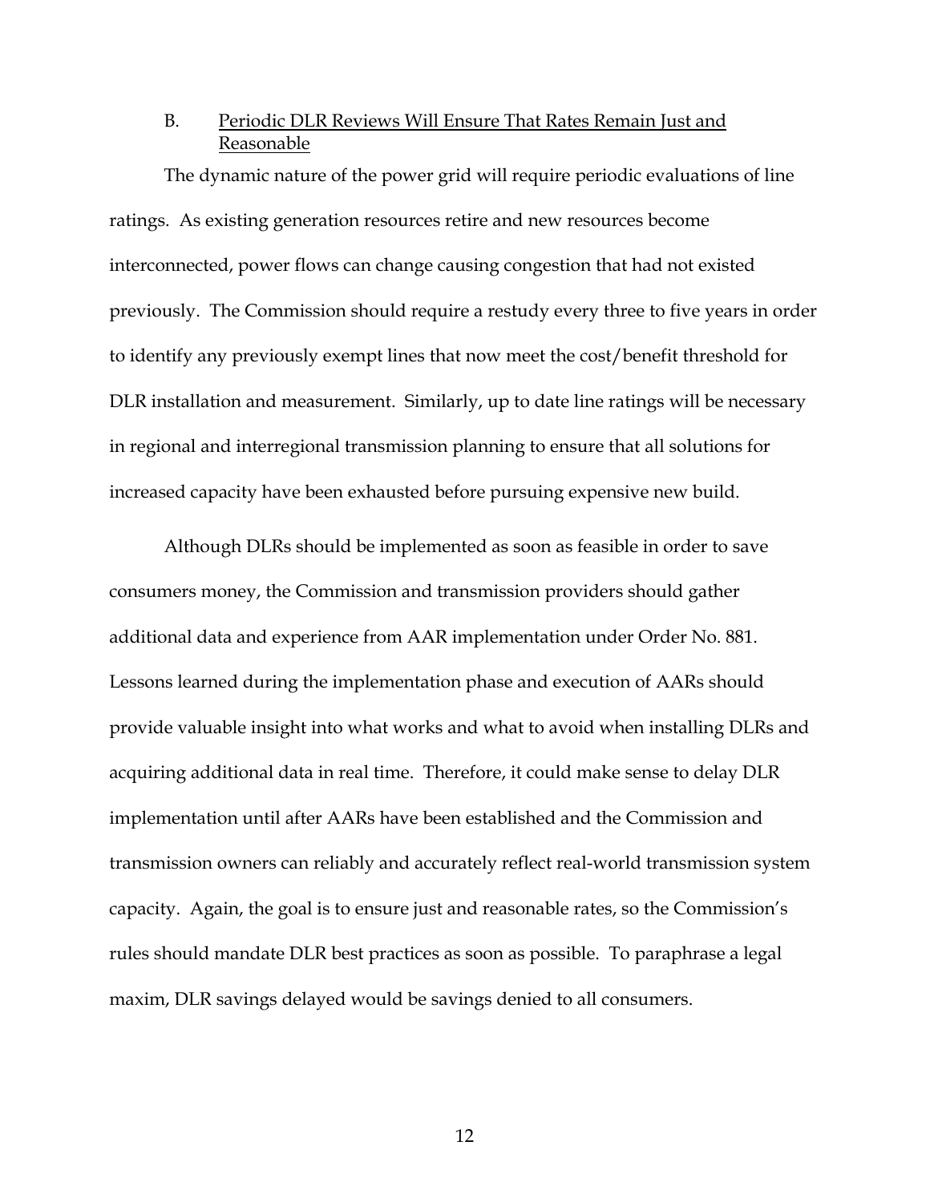### B. Periodic DLR Reviews Will Ensure That Rates Remain Just and Reasonable

The dynamic nature of the power grid will require periodic evaluations of line ratings. As existing generation resources retire and new resources become interconnected, power flows can change causing congestion that had not existed previously. The Commission should require a restudy every three to five years in order to identify any previously exempt lines that now meet the cost/benefit threshold for DLR installation and measurement. Similarly, up to date line ratings will be necessary in regional and interregional transmission planning to ensure that all solutions for increased capacity have been exhausted before pursuing expensive new build.

Although DLRs should be implemented as soon as feasible in order to save consumers money, the Commission and transmission providers should gather additional data and experience from AAR implementation under Order No. 881. Lessons learned during the implementation phase and execution of AARs should provide valuable insight into what works and what to avoid when installing DLRs and acquiring additional data in real time. Therefore, it could make sense to delay DLR implementation until after AARs have been established and the Commission and transmission owners can reliably and accurately reflect real-world transmission system capacity. Again, the goal is to ensure just and reasonable rates, so the Commission's rules should mandate DLR best practices as soon as possible. To paraphrase a legal maxim, DLR savings delayed would be savings denied to all consumers.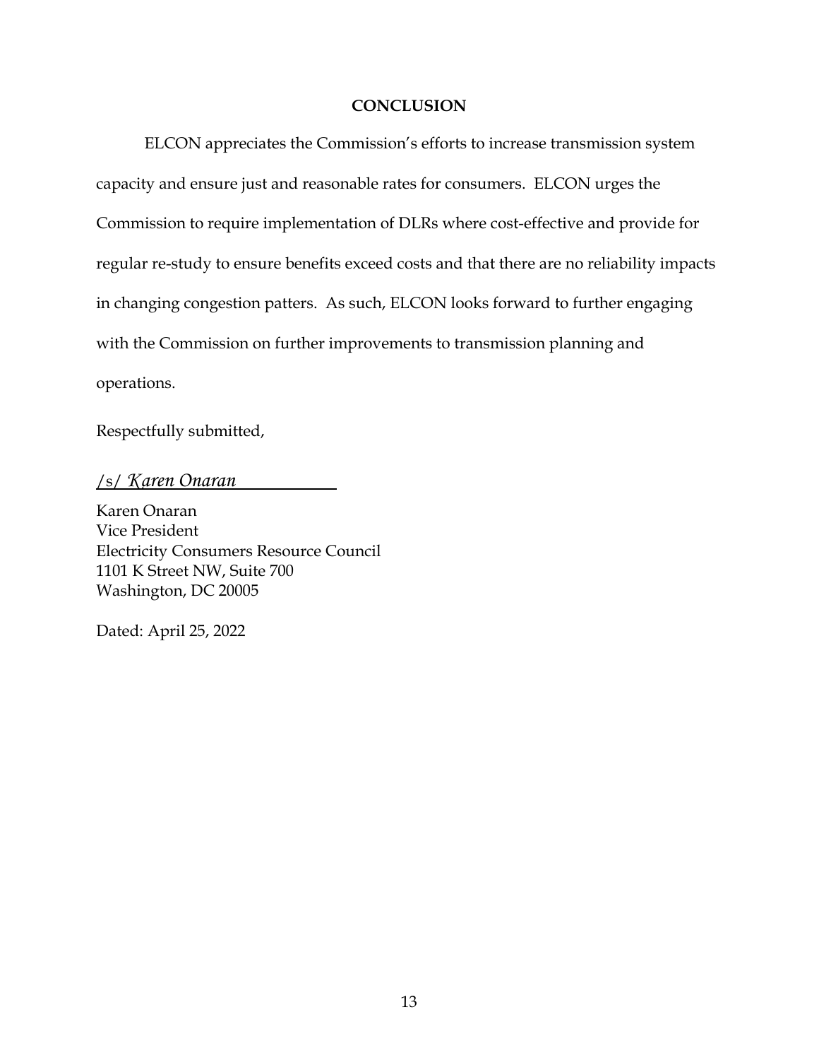## CONCLUSION

ELCON appreciates the Commission's efforts to increase transmission system capacity and ensure just and reasonable rates for consumers. ELCON urges the Commission to require implementation of DLRs where cost-effective and provide for regular re-study to ensure benefits exceed costs and that there are no reliability impacts in changing congestion patters. As such, ELCON looks forward to further engaging with the Commission on further improvements to transmission planning and operations.

Respectfully submitted,

/s/ *Karen Onaran*

Karen Onaran
Vice President
Electricity Consumers Resource Council
1101 K Street NW, Suite 700
Washington, DC 20005

Dated: April 25, 2022